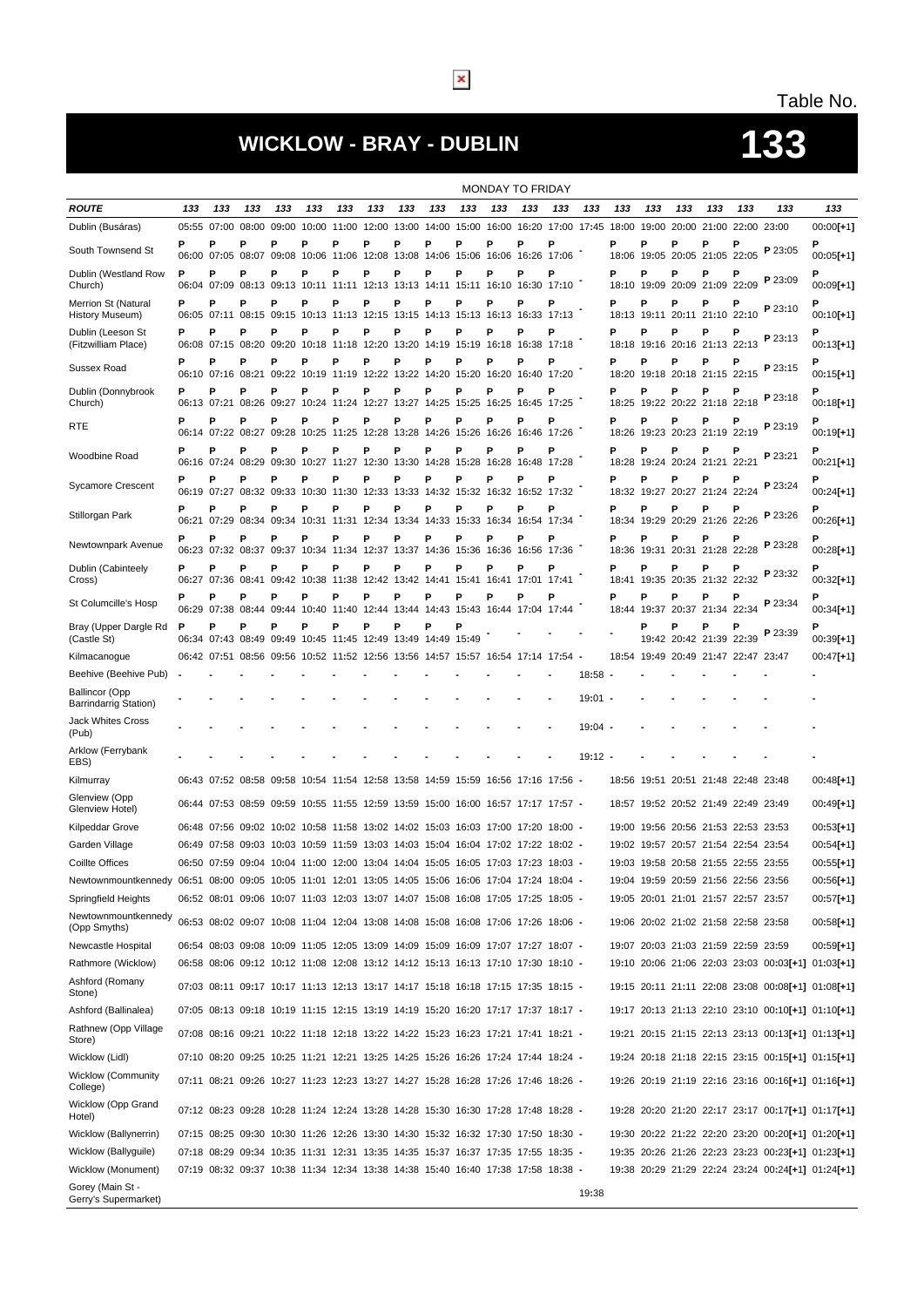Table No.

# WICKLOW - BRAY - DUBLIN

# 133

MONDAY TO FRIDAY

| ROUTE | 133 | 133 | 133 | 133 | 133 | 133 | 133 | 133 | 133 | 133 | 133 | 133 | 133 | 133 | 133 | 133 | 133 | 133 | 133 | 133 | 133 |
|---|---|---|---|---|---|---|---|---|---|---|---|---|---|---|---|---|---|---|---|---|---|
| Dublin (Busáras) | 05:55 | 07:00 | 08:00 | 09:00 | 10:00 | 11:00 | 12:00 | 13:00 | 14:00 | 15:00 | 16:00 | 16:20 | 17:00 | 17:45 | 18:00 | 19:00 | 20:00 | 21:00 | 22:00 | 23:00 | 00:00[+1] |
| South Townsend St | P 06:00 | P 07:05 | P 08:07 | P 09:08 | P 10:06 | P 11:06 | P 12:08 | P 13:08 | P 14:06 | P 15:06 | P 16:06 | P 16:26 | P 17:06 | - | P 18:06 | P 19:05 | P 20:05 | P 21:05 | P 22:05 | P 23:05 | P 00:05[+1] |
| Dublin (Westland Row Church) | P 06:04 | P 07:09 | P 08:13 | P 09:13 | P 10:11 | P 11:11 | P 12:13 | P 13:13 | P 14:11 | P 15:11 | P 16:10 | P 16:30 | P 17:10 | - | P 18:10 | P 19:09 | P 20:09 | P 21:09 | P 22:09 | P 23:09 | P 00:09[+1] |
| Merrion St (Natural History Museum) | P 06:05 | P 07:11 | P 08:15 | P 09:15 | P 10:13 | P 11:13 | P 12:15 | P 13:15 | P 14:13 | P 15:13 | P 16:13 | P 16:33 | P 17:13 | - | P 18:13 | P 19:11 | P 20:11 | P 21:10 | P 22:10 | P 23:10 | P 00:10[+1] |
| Dublin (Leeson St (Fitzwilliam Place) | P 06:08 | P 07:15 | P 08:20 | P 09:20 | P 10:18 | P 11:18 | P 12:20 | P 13:20 | P 14:19 | P 15:19 | P 16:18 | P 16:38 | P 17:18 | - | P 18:18 | P 19:16 | P 20:16 | P 21:13 | P 22:13 | P 23:13 | P 00:13[+1] |
| Sussex Road | P 06:10 | P 07:16 | P 08:21 | P 09:22 | P 10:19 | P 11:19 | P 12:22 | P 13:22 | P 14:20 | P 15:20 | P 16:20 | P 16:40 | P 17:20 | - | P 18:20 | P 19:18 | P 20:18 | P 21:15 | P 22:15 | P 23:15 | P 00:15[+1] |
| Dublin (Donnybrook Church) | P 06:13 | P 07:21 | P 08:26 | P 09:27 | P 10:24 | P 11:24 | P 12:27 | P 13:27 | P 14:25 | P 15:25 | P 16:25 | P 16:45 | P 17:25 | - | P 18:25 | P 19:22 | P 20:22 | P 21:18 | P 22:18 | P 23:18 | P 00:18[+1] |
| RTE | P 06:14 | P 07:22 | P 08:27 | P 09:28 | P 10:25 | P 11:25 | P 12:28 | P 13:28 | P 14:26 | P 15:26 | P 16:26 | P 16:46 | P 17:26 | - | P 18:26 | P 19:23 | P 20:23 | P 21:19 | P 22:19 | P 23:19 | P 00:19[+1] |
| Woodbine Road | P 06:16 | P 07:24 | P 08:29 | P 09:30 | P 10:27 | P 11:27 | P 12:30 | P 13:30 | P 14:28 | P 15:28 | P 16:28 | P 16:48 | P 17:28 | - | P 18:28 | P 19:24 | P 20:24 | P 21:21 | P 22:21 | P 23:21 | P 00:21[+1] |
| Sycamore Crescent | P 06:19 | P 07:27 | P 08:32 | P 09:33 | P 10:30 | P 11:30 | P 12:33 | P 13:33 | P 14:32 | P 15:32 | P 16:32 | P 16:52 | P 17:32 | - | P 18:32 | P 19:27 | P 20:27 | P 21:24 | P 22:24 | P 23:24 | P 00:24[+1] |
| Stillorgan Park | P 06:21 | P 07:29 | P 08:34 | P 09:34 | P 10:31 | P 11:31 | P 12:34 | P 13:34 | P 14:33 | P 15:33 | P 16:34 | P 16:54 | P 17:34 | - | P 18:34 | P 19:29 | P 20:29 | P 21:26 | P 22:26 | P 23:26 | P 00:26[+1] |
| Newtownpark Avenue | P 06:23 | P 07:32 | P 08:37 | P 09:37 | P 10:34 | P 11:34 | P 12:37 | P 13:37 | P 14:36 | P 15:36 | P 16:36 | P 16:56 | P 17:36 | - | P 18:36 | P 19:31 | P 20:31 | P 21:28 | P 22:28 | P 23:28 | P 00:28[+1] |
| Dublin (Cabinteely Cross) | P 06:27 | P 07:36 | P 08:41 | P 09:42 | P 10:38 | P 11:38 | P 12:42 | P 13:42 | P 14:41 | P 15:41 | P 16:41 | P 17:01 | P 17:41 | - | P 18:41 | P 19:35 | P 20:35 | P 21:32 | P 22:32 | P 23:32 | P 00:32[+1] |
| St Columcille's Hosp | P 06:29 | P 07:38 | P 08:44 | P 09:44 | P 10:40 | P 11:40 | P 12:44 | P 13:44 | P 14:43 | P 15:43 | P 16:44 | P 17:04 | P 17:44 | - | P 18:44 | P 19:37 | P 20:37 | P 21:34 | P 22:34 | P 23:34 | P 00:34[+1] |
| Bray (Upper Dargle Rd (Castle St) | P 06:34 | P 07:43 | P 08:49 | P 09:49 | P 10:45 | P 11:45 | P 12:49 | P 13:49 | P 14:49 | P 15:49 | - | - | - | - | - | P 19:42 | P 20:42 | P 21:39 | P 22:39 | P 23:39 | P 00:39[+1] |
| Kilmacanogue | 06:42 | 07:51 | 08:56 | 09:56 | 10:52 | 11:52 | 12:56 | 13:56 | 14:57 | 15:57 | 16:54 | 17:14 | 17:54 | - | 18:54 | 19:49 | 20:49 | 21:47 | 22:47 | 23:47 | 00:47[+1] |
| Beehive (Beehive Pub) | - | - | - | - | - | - | - | - | - | - | - | - | - | 18:58 | - | - | - | - | - | - | - |
| Ballincor (Opp Barrindarrig Station) | - | - | - | - | - | - | - | - | - | - | - | - | - | 19:01 | - | - | - | - | - | - | - |
| Jack Whites Cross (Pub) | - | - | - | - | - | - | - | - | - | - | - | - | - | 19:04 | - | - | - | - | - | - | - |
| Arklow (Ferrybank EBS) | - | - | - | - | - | - | - | - | - | - | - | - | - | 19:12 | - | - | - | - | - | - | - |
| Kilmurray | 06:43 | 07:52 | 08:58 | 09:58 | 10:54 | 11:54 | 12:58 | 13:58 | 14:59 | 15:59 | 16:56 | 17:16 | 17:56 | - | 18:56 | 19:51 | 20:51 | 21:48 | 22:48 | 23:48 | 00:48[+1] |
| Glenview (Opp Glenview Hotel) | 06:44 | 07:53 | 08:59 | 09:59 | 10:55 | 11:55 | 12:59 | 13:59 | 15:00 | 16:00 | 16:57 | 17:17 | 17:57 | - | 18:57 | 19:52 | 20:52 | 21:49 | 22:49 | 23:49 | 00:49[+1] |
| Kilpeddar Grove | 06:48 | 07:56 | 09:02 | 10:02 | 10:58 | 11:58 | 13:02 | 14:02 | 15:03 | 16:03 | 17:00 | 17:20 | 18:00 | - | 19:00 | 19:56 | 20:56 | 21:53 | 22:53 | 23:53 | 00:53[+1] |
| Garden Village | 06:49 | 07:58 | 09:03 | 10:03 | 10:59 | 11:59 | 13:03 | 14:03 | 15:04 | 16:04 | 17:02 | 17:22 | 18:02 | - | 19:02 | 19:57 | 20:57 | 21:54 | 22:54 | 23:54 | 00:54[+1] |
| Coillte Offices | 06:50 | 07:59 | 09:04 | 10:04 | 11:00 | 12:00 | 13:04 | 14:04 | 15:05 | 16:05 | 17:03 | 17:23 | 18:03 | - | 19:03 | 19:58 | 20:58 | 21:55 | 22:55 | 23:55 | 00:55[+1] |
| Newtownmountkennedy | 06:51 | 08:00 | 09:05 | 10:05 | 11:01 | 12:01 | 13:05 | 14:05 | 15:06 | 16:06 | 17:04 | 17:24 | 18:04 | - | 19:04 | 19:59 | 20:59 | 21:56 | 22:56 | 23:56 | 00:56[+1] |
| Springfield Heights | 06:52 | 08:01 | 09:06 | 10:07 | 11:03 | 12:03 | 13:07 | 14:07 | 15:08 | 16:08 | 17:05 | 17:25 | 18:05 | - | 19:05 | 20:01 | 21:01 | 21:57 | 22:57 | 23:57 | 00:57[+1] |
| Newtownmountkennedy (Opp Smyths) | 06:53 | 08:02 | 09:07 | 10:08 | 11:04 | 12:04 | 13:08 | 14:08 | 15:08 | 16:08 | 17:06 | 17:26 | 18:06 | - | 19:06 | 20:02 | 21:02 | 21:58 | 22:58 | 23:58 | 00:58[+1] |
| Newcastle Hospital | 06:54 | 08:03 | 09:08 | 10:09 | 11:05 | 12:05 | 13:09 | 14:09 | 15:09 | 16:09 | 17:07 | 17:27 | 18:07 | - | 19:07 | 20:03 | 21:03 | 21:59 | 22:59 | 23:59 | 00:59[+1] |
| Rathmore (Wicklow) | 06:58 | 08:06 | 09:12 | 10:12 | 11:08 | 12:08 | 13:12 | 14:12 | 15:13 | 16:13 | 17:10 | 17:30 | 18:10 | - | 19:10 | 20:06 | 21:06 | 22:03 | 23:03 | 00:03[+1] | 01:03[+1] |
| Ashford (Romany Stone) | 07:03 | 08:11 | 09:17 | 10:17 | 11:13 | 12:13 | 13:17 | 14:17 | 15:18 | 16:18 | 17:15 | 17:35 | 18:15 | - | 19:15 | 20:11 | 21:11 | 22:08 | 23:08 | 00:08[+1] | 01:08[+1] |
| Ashford (Ballinalea) | 07:05 | 08:13 | 09:18 | 10:19 | 11:15 | 12:15 | 13:19 | 14:19 | 15:20 | 16:20 | 17:17 | 17:37 | 18:17 | - | 19:17 | 20:13 | 21:13 | 22:10 | 23:10 | 00:10[+1] | 01:10[+1] |
| Rathnew (Opp Village Store) | 07:08 | 08:16 | 09:21 | 10:22 | 11:18 | 12:18 | 13:22 | 14:22 | 15:23 | 16:23 | 17:21 | 17:41 | 18:21 | - | 19:21 | 20:15 | 21:15 | 22:13 | 23:13 | 00:13[+1] | 01:13[+1] |
| Wicklow (Lidl) | 07:10 | 08:20 | 09:25 | 10:25 | 11:21 | 12:21 | 13:25 | 14:25 | 15:26 | 16:26 | 17:24 | 17:44 | 18:24 | - | 19:24 | 20:18 | 21:18 | 22:15 | 23:15 | 00:15[+1] | 01:15[+1] |
| Wicklow (Community College) | 07:11 | 08:21 | 09:26 | 10:27 | 11:23 | 12:23 | 13:27 | 14:27 | 15:28 | 16:28 | 17:26 | 17:46 | 18:26 | - | 19:26 | 20:19 | 21:19 | 22:16 | 23:16 | 00:16[+1] | 01:16[+1] |
| Wicklow (Opp Grand Hotel) | 07:12 | 08:23 | 09:28 | 10:28 | 11:24 | 12:24 | 13:28 | 14:28 | 15:30 | 16:30 | 17:28 | 17:48 | 18:28 | - | 19:28 | 20:20 | 21:20 | 22:17 | 23:17 | 00:17[+1] | 01:17[+1] |
| Wicklow (Ballynerrin) | 07:15 | 08:25 | 09:30 | 10:30 | 11:26 | 12:26 | 13:30 | 14:30 | 15:32 | 16:32 | 17:30 | 17:50 | 18:30 | - | 19:30 | 20:22 | 21:22 | 22:20 | 23:20 | 00:20[+1] | 01:20[+1] |
| Wicklow (Ballyguile) | 07:18 | 08:29 | 09:34 | 10:35 | 11:31 | 12:31 | 13:35 | 14:35 | 15:37 | 16:37 | 17:35 | 17:55 | 18:35 | - | 19:35 | 20:26 | 21:26 | 22:23 | 23:23 | 00:23[+1] | 01:23[+1] |
| Wicklow (Monument) | 07:19 | 08:32 | 09:37 | 10:38 | 11:34 | 12:34 | 13:38 | 14:38 | 15:40 | 16:40 | 17:38 | 17:58 | 18:38 | - | 19:38 | 20:29 | 21:29 | 22:24 | 23:24 | 00:24[+1] | 01:24[+1] |
| Gorey (Main St - Gerry's Supermarket) | | | | | | | | | | | | | | 19:38 | | | | | | | |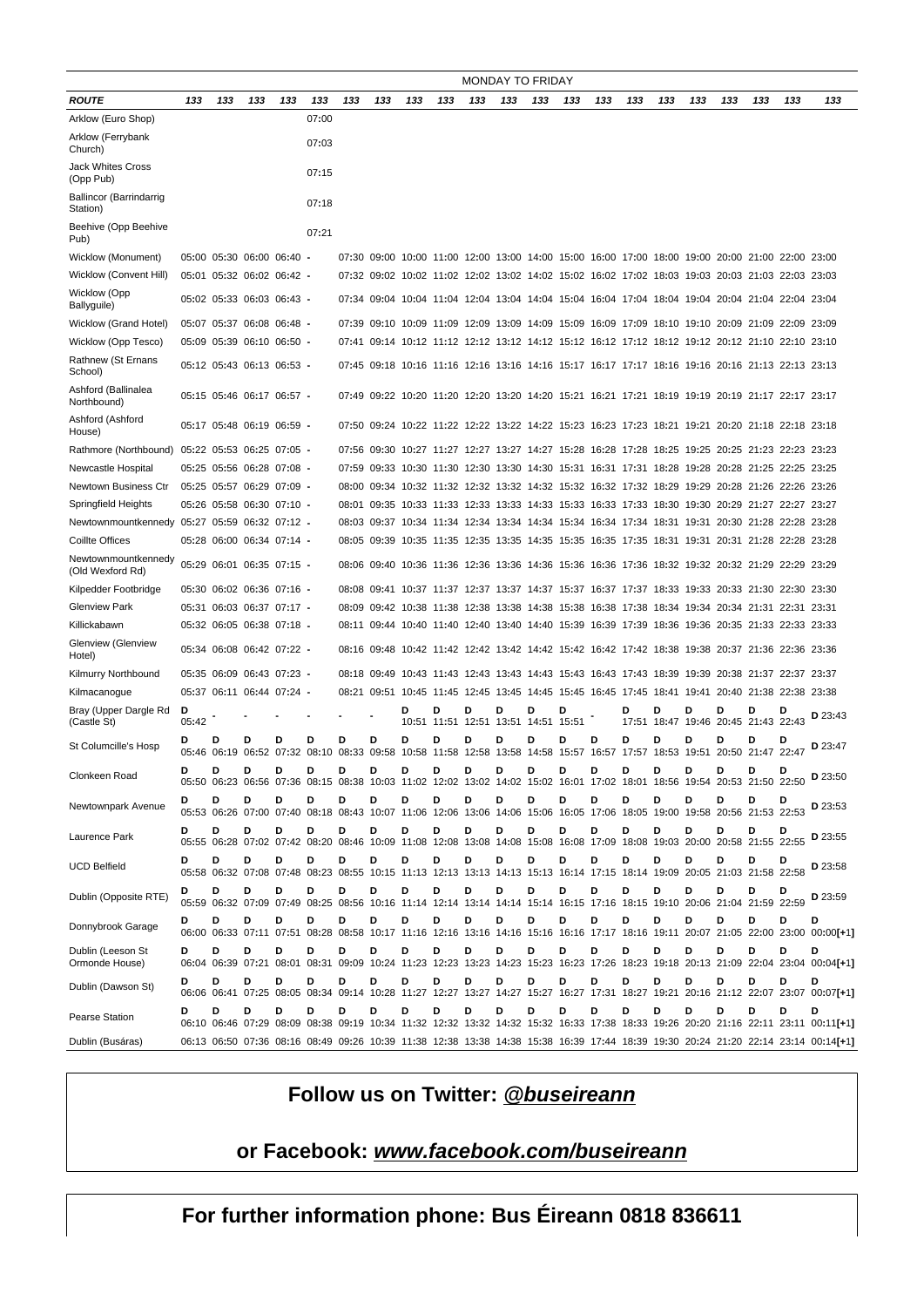## MONDAY TO FRIDAY

| ROUTE | 133 | 133 | 133 | 133 | 133 | 133 | 133 | 133 | 133 | 133 | 133 | 133 | 133 | 133 | 133 | 133 | 133 | 133 | 133 | 133 | 133 |
|---|---|---|---|---|---|---|---|---|---|---|---|---|---|---|---|---|---|---|---|---|---|
| Arklow (Euro Shop) | | | | | 07:00 | | | | | | | | | | | | | | | | |
| Arklow (Ferrybank Church) | | | | | 07:03 | | | | | | | | | | | | | | | | |
| Jack Whites Cross (Opp Pub) | | | | | 07:15 | | | | | | | | | | | | | | | | |
| Ballincor (Barrindarrig Station) | | | | | 07:18 | | | | | | | | | | | | | | | | |
| Beehive (Opp Beehive Pub) | | | | | 07:21 | | | | | | | | | | | | | | | | |
| Wicklow (Monument) | 05:00 | 05:30 | 06:00 | 06:40 | - | 07:30 | 09:00 | 10:00 | 11:00 | 12:00 | 13:00 | 14:00 | 15:00 | 16:00 | 17:00 | 18:00 | 19:00 | 20:00 | 21:00 | 22:00 | 23:00 |
| Wicklow (Convent Hill) | 05:01 | 05:32 | 06:02 | 06:42 | - | 07:32 | 09:02 | 10:02 | 11:02 | 12:02 | 13:02 | 14:02 | 15:02 | 16:02 | 17:02 | 18:03 | 19:03 | 20:03 | 21:03 | 22:03 | 23:03 |
| Wicklow (Opp Ballyguile) | 05:02 | 05:33 | 06:03 | 06:43 | - | 07:34 | 09:04 | 10:04 | 11:04 | 12:04 | 13:04 | 14:04 | 15:04 | 16:04 | 17:04 | 18:04 | 19:04 | 20:04 | 21:04 | 22:04 | 23:04 |
| Wicklow (Grand Hotel) | 05:07 | 05:37 | 06:08 | 06:48 | - | 07:39 | 09:10 | 10:09 | 11:09 | 12:09 | 13:09 | 14:09 | 15:09 | 16:09 | 17:09 | 18:10 | 19:10 | 20:09 | 21:09 | 22:09 | 23:09 |
| Wicklow (Opp Tesco) | 05:09 | 05:39 | 06:10 | 06:50 | - | 07:41 | 09:14 | 10:12 | 11:12 | 12:12 | 13:12 | 14:12 | 15:12 | 16:12 | 17:12 | 18:12 | 19:12 | 20:12 | 21:10 | 22:10 | 23:10 |
| Rathnew (St Ernans School) | 05:12 | 05:43 | 06:13 | 06:53 | - | 07:45 | 09:18 | 10:16 | 11:16 | 12:16 | 13:16 | 14:16 | 15:17 | 16:17 | 17:17 | 18:16 | 19:16 | 20:16 | 21:13 | 22:13 | 23:13 |
| Ashford (Ballinalea Northbound) | 05:15 | 05:46 | 06:17 | 06:57 | - | 07:49 | 09:22 | 10:20 | 11:20 | 12:20 | 13:20 | 14:20 | 15:21 | 16:21 | 17:21 | 18:19 | 19:19 | 20:19 | 21:17 | 22:17 | 23:17 |
| Ashford (Ashford House) | 05:17 | 05:48 | 06:19 | 06:59 | - | 07:50 | 09:24 | 10:22 | 11:22 | 12:22 | 13:22 | 14:22 | 15:23 | 16:23 | 17:23 | 18:21 | 19:21 | 20:20 | 21:18 | 22:18 | 23:18 |
| Rathmore (Northbound) | 05:22 | 05:53 | 06:25 | 07:05 | - | 07:56 | 09:30 | 10:27 | 11:27 | 12:27 | 13:27 | 14:27 | 15:28 | 16:28 | 17:28 | 18:25 | 19:25 | 20:25 | 21:23 | 22:23 | 23:23 |
| Newcastle Hospital | 05:25 | 05:56 | 06:28 | 07:08 | - | 07:59 | 09:33 | 10:30 | 11:30 | 12:30 | 13:30 | 14:30 | 15:31 | 16:31 | 17:31 | 18:28 | 19:28 | 20:28 | 21:25 | 22:25 | 23:25 |
| Newtown Business Ctr | 05:25 | 05:57 | 06:29 | 07:09 | - | 08:00 | 09:34 | 10:32 | 11:32 | 12:32 | 13:32 | 14:32 | 15:32 | 16:32 | 17:32 | 18:29 | 19:29 | 20:28 | 21:26 | 22:26 | 23:26 |
| Springfield Heights | 05:26 | 05:58 | 06:30 | 07:10 | - | 08:01 | 09:35 | 10:33 | 11:33 | 12:33 | 13:33 | 14:33 | 15:33 | 16:33 | 17:33 | 18:30 | 19:30 | 20:29 | 21:27 | 22:27 | 23:27 |
| Newtownmountkennedy | 05:27 | 05:59 | 06:32 | 07:12 | - | 08:03 | 09:37 | 10:34 | 11:34 | 12:34 | 13:34 | 14:34 | 15:34 | 16:34 | 17:34 | 18:31 | 19:31 | 20:30 | 21:28 | 22:28 | 23:28 |
| Coillte Offices | 05:28 | 06:00 | 06:34 | 07:14 | - | 08:05 | 09:39 | 10:35 | 11:35 | 12:35 | 13:35 | 14:35 | 15:35 | 16:35 | 17:35 | 18:31 | 19:31 | 20:31 | 21:28 | 22:28 | 23:28 |
| Newtownmountkennedy (Old Wexford Rd) | 05:29 | 06:01 | 06:35 | 07:15 | - | 08:06 | 09:40 | 10:36 | 11:36 | 12:36 | 13:36 | 14:36 | 15:36 | 16:36 | 17:36 | 18:32 | 19:32 | 20:32 | 21:29 | 22:29 | 23:29 |
| Kilpedder Footbridge | 05:30 | 06:02 | 06:36 | 07:16 | - | 08:08 | 09:41 | 10:37 | 11:37 | 12:37 | 13:37 | 14:37 | 15:37 | 16:37 | 17:37 | 18:33 | 19:33 | 20:33 | 21:30 | 22:30 | 23:30 |
| Glenview Park | 05:31 | 06:03 | 06:37 | 07:17 | - | 08:09 | 09:42 | 10:38 | 11:38 | 12:38 | 13:38 | 14:38 | 15:38 | 16:38 | 17:38 | 18:34 | 19:34 | 20:34 | 21:31 | 22:31 | 23:31 |
| Killickabawn | 05:32 | 06:05 | 06:38 | 07:18 | - | 08:11 | 09:44 | 10:40 | 11:40 | 12:40 | 13:40 | 14:40 | 15:39 | 16:39 | 17:39 | 18:36 | 19:36 | 20:35 | 21:33 | 22:33 | 23:33 |
| Glenview (Glenview Hotel) | 05:34 | 06:08 | 06:42 | 07:22 | - | 08:16 | 09:48 | 10:42 | 11:42 | 12:42 | 13:42 | 14:42 | 15:42 | 16:42 | 17:42 | 18:38 | 19:38 | 20:37 | 21:36 | 22:36 | 23:36 |
| Kilmurry Northbound | 05:35 | 06:09 | 06:43 | 07:23 | - | 08:18 | 09:49 | 10:43 | 11:43 | 12:43 | 13:43 | 14:43 | 15:43 | 16:43 | 17:43 | 18:39 | 19:39 | 20:38 | 21:37 | 22:37 | 23:37 |
| Kilmacanogue | 05:37 | 06:11 | 06:44 | 07:24 | - | 08:21 | 09:51 | 10:45 | 11:45 | 12:45 | 13:45 | 14:45 | 15:45 | 16:45 | 17:45 | 18:41 | 19:41 | 20:40 | 21:38 | 22:38 | 23:38 |
| Bray (Upper Dargle Rd (Castle St) | D 05:42 | - | - | - | - | - | - | D 10:51 | D 11:51 | D 12:51 | D 13:51 | D 14:51 | D 15:51 | - | D 17:51 | D 18:47 | D 19:46 | D 20:45 | D 21:43 | D 22:43 | D 23:43 |
| St Columcille's Hosp | D 05:46 | D 06:19 | D 06:52 | D 07:32 | D 08:10 | D 08:33 | D 09:58 | D 10:58 | D 11:58 | D 12:58 | D 13:58 | D 14:58 | D 15:57 | D 16:57 | D 17:57 | D 18:53 | D 19:51 | D 20:50 | D 21:47 | D 22:47 | D 23:47 |
| Clonkeen Road | D 05:50 | D 06:23 | D 06:56 | D 07:36 | D 08:15 | D 08:38 | D 10:03 | D 11:02 | D 12:02 | D 13:02 | D 14:02 | D 15:02 | D 16:01 | D 17:02 | D 18:01 | D 18:56 | D 19:54 | D 20:53 | D 21:50 | D 22:50 | D 23:50 |
| Newtownpark Avenue | D 05:53 | D 06:26 | D 07:00 | D 07:40 | D 08:18 | D 08:43 | D 10:07 | D 11:06 | D 12:06 | D 13:06 | D 14:06 | D 15:06 | D 16:05 | D 17:06 | D 18:05 | D 19:00 | D 19:58 | D 20:56 | D 21:53 | D 22:53 | D 23:53 |
| Laurence Park | D 05:55 | D 06:28 | D 07:02 | D 07:42 | D 08:20 | D 08:46 | D 10:09 | D 11:08 | D 12:08 | D 13:08 | D 14:08 | D 15:08 | D 16:08 | D 17:09 | D 18:08 | D 19:03 | D 20:00 | D 20:58 | D 21:55 | D 22:55 | D 23:55 |
| UCD Belfield | D 05:58 | D 06:32 | D 07:08 | D 07:48 | D 08:23 | D 08:55 | D 10:15 | D 11:13 | D 12:13 | D 13:13 | D 14:13 | D 15:13 | D 16:14 | D 17:15 | D 18:14 | D 19:09 | D 20:05 | D 21:03 | D 21:58 | D 22:58 | D 23:58 |
| Dublin (Opposite RTE) | D 05:59 | D 06:32 | D 07:09 | D 07:49 | D 08:25 | D 08:56 | D 10:16 | D 11:14 | D 12:14 | D 13:14 | D 14:14 | D 15:14 | D 16:15 | D 17:16 | D 18:15 | D 19:10 | D 20:06 | D 21:04 | D 21:59 | D 22:59 | D 23:59 |
| Donnybrook Garage | D 06:00 | D 06:33 | D 07:11 | D 07:51 | D 08:28 | D 08:58 | D 10:17 | D 11:16 | D 12:16 | D 13:16 | D 14:16 | D 15:16 | D 16:16 | D 17:17 | D 18:16 | D 19:11 | D 20:07 | D 21:05 | D 22:00 | D 23:00 | D 00:00[+1] |
| Dublin (Leeson St Ormonde House) | D 06:04 | D 06:39 | D 07:21 | D 08:01 | D 08:31 | D 09:09 | D 10:24 | D 11:23 | D 12:23 | D 13:23 | D 14:23 | D 15:23 | D 16:23 | D 17:26 | D 18:23 | D 19:18 | D 20:13 | D 21:09 | D 22:04 | D 23:04 | D 00:04[+1] |
| Dublin (Dawson St) | D 06:06 | D 06:41 | D 07:25 | D 08:05 | D 08:34 | D 09:14 | D 10:28 | D 11:27 | D 12:27 | D 13:27 | D 14:27 | D 15:27 | D 16:27 | D 17:31 | D 18:27 | D 19:21 | D 20:16 | D 21:12 | D 22:07 | D 23:07 | D 00:07[+1] |
| Pearse Station | D 06:10 | D 06:46 | D 07:29 | D 08:09 | D 08:38 | D 09:19 | D 10:34 | D 11:32 | D 12:32 | D 13:32 | D 14:32 | D 15:32 | D 16:33 | D 17:38 | D 18:33 | D 19:26 | D 20:20 | D 21:16 | D 22:11 | D 23:11 | D 00:11[+1] |
| Dublin (Busáras) | 06:13 | 06:50 | 07:36 | 08:16 | 08:49 | 09:26 | 10:39 | 11:38 | 12:38 | 13:38 | 14:38 | 15:38 | 16:39 | 17:44 | 18:39 | 19:30 | 20:24 | 21:20 | 22:14 | 23:14 | 00:14[+1] |

**Follow us on Twitter: @buseireann**

**or Facebook: www.facebook.com/buseireann**

**For further information phone: Bus Éireann 0818 836611**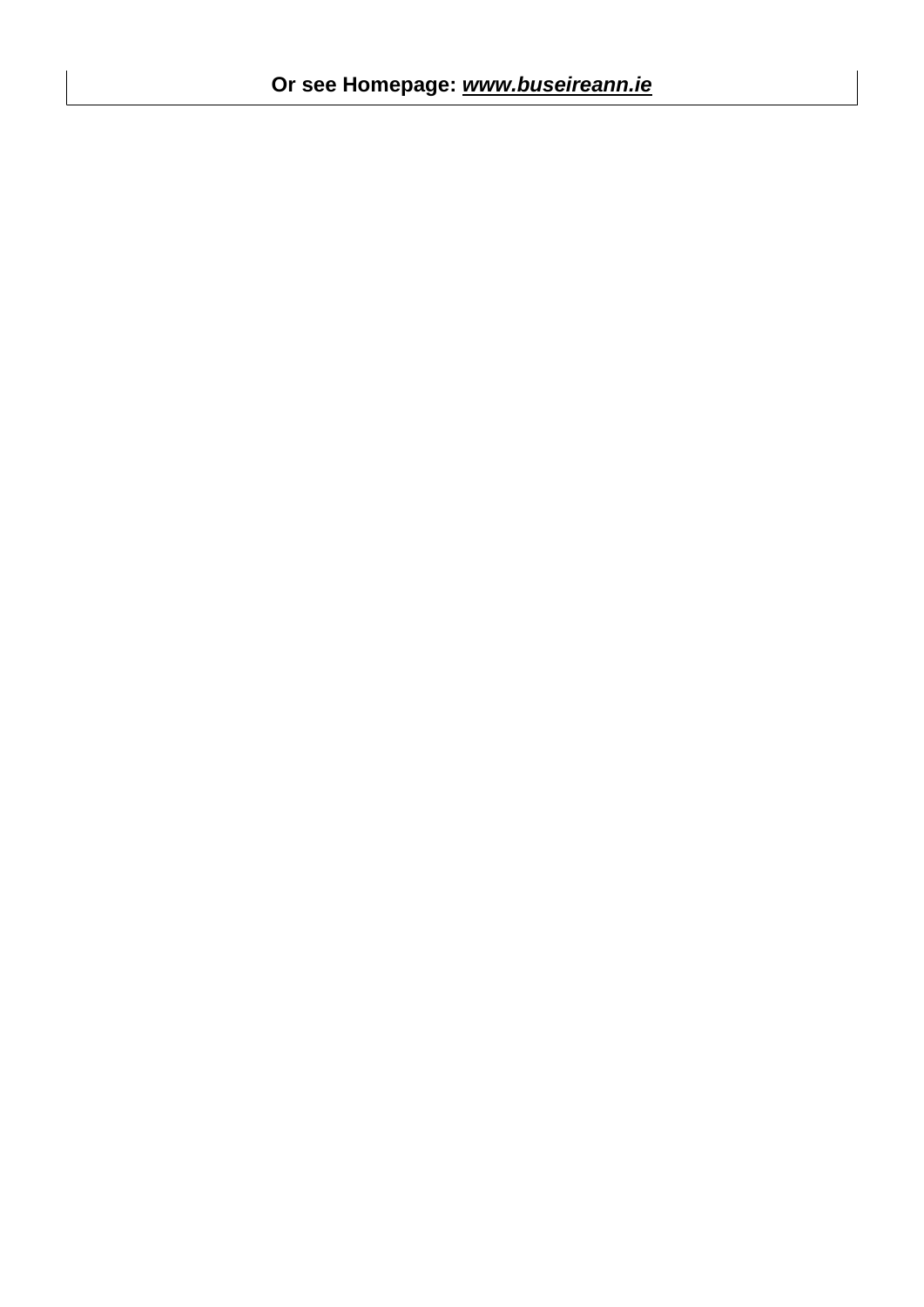**Or see Homepage: *www.buseireann.ie***